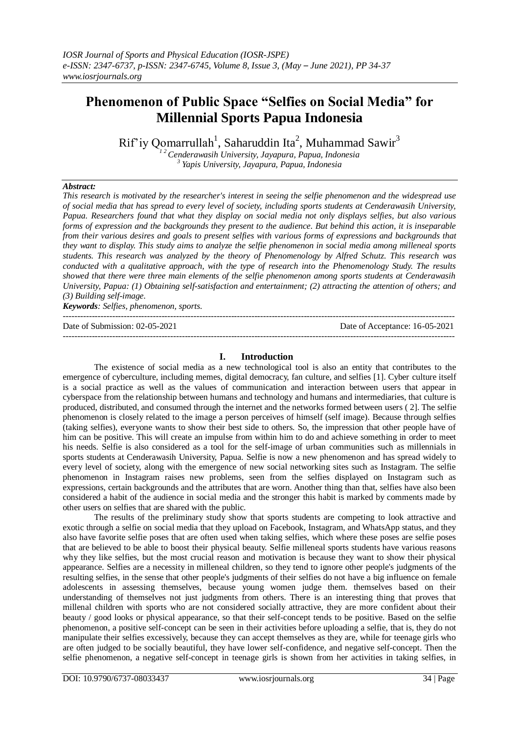# Phenomenon of Public Space "Selfies on Social Media" for Millennial Sports Papua Indonesia

Rif'iy Qomarrullah[1], Saharuddin Ita[2], Muhammad Sawir[3]

[1 2] *Cenderawasih University, Jayapura, Papua, Indonesia*
[3] *Yapis University, Jayapura, Papua, Indonesia*

***Abstract:***

*This research is motivated by the researcher's interest in seeing the selfie phenomenon and the widespread use of social media that has spread to every level of society, including sports students at Cenderawasih University, Papua. Researchers found that what they display on social media not only displays selfies, but also various forms of expression and the backgrounds they present to the audience. But behind this action, it is inseparable from their various desires and goals to present selfies with various forms of expressions and backgrounds that they want to display. This study aims to analyze the selfie phenomenon in social media among milleneal sports students. This research was analyzed by the theory of Phenomenology by Alfred Schutz. This research was conducted with a qualitative approach, with the type of research into the Phenomenology Study. The results showed that there were three main elements of the selfie phenomenon among sports students at Cenderawasih University, Papua: (1) Obtaining self-satisfaction and entertainment; (2) attracting the attention of others; and (3) Building self-image.*

***Keywords****: Selfies, phenomenon, sports.*

Date of Submission: 02-05-2021 | Date of Acceptance: 16-05-2021

## I. Introduction

The existence of social media as a new technological tool is also an entity that contributes to the emergence of cyberculture, including memes, digital democracy, fan culture, and selfies [1]. Cyber culture itself is a social practice as well as the values of communication and interaction between users that appear in cyberspace from the relationship between humans and technology and humans and intermediaries, that culture is produced, distributed, and consumed through the internet and the networks formed between users ( 2]. The selfie phenomenon is closely related to the image a person perceives of himself (self image). Because through selfies (taking selfies), everyone wants to show their best side to others. So, the impression that other people have of him can be positive. This will create an impulse from within him to do and achieve something in order to meet his needs. Selfie is also considered as a tool for the self-image of urban communities such as millennials in sports students at Cenderawasih University, Papua. Selfie is now a new phenomenon and has spread widely to every level of society, along with the emergence of new social networking sites such as Instagram. The selfie phenomenon in Instagram raises new problems, seen from the selfies displayed on Instagram such as expressions, certain backgrounds and the attributes that are worn. Another thing than that, selfies have also been considered a habit of the audience in social media and the stronger this habit is marked by comments made by other users on selfies that are shared with the public.

The results of the preliminary study show that sports students are competing to look attractive and exotic through a selfie on social media that they upload on Facebook, Instagram, and WhatsApp status, and they also have favorite selfie poses that are often used when taking selfies, which where these poses are selfie poses that are believed to be able to boost their physical beauty. Selfie milleneal sports students have various reasons why they like selfies, but the most crucial reason and motivation is because they want to show their physical appearance. Selfies are a necessity in milleneal children, so they tend to ignore other people's judgments of the resulting selfies, in the sense that other people's judgments of their selfies do not have a big influence on female adolescents in assessing themselves, because young women judge them. themselves based on their understanding of themselves not just judgments from others. There is an interesting thing that proves that millenal children with sports who are not considered socially attractive, they are more confident about their beauty / good looks or physical appearance, so that their self-concept tends to be positive. Based on the selfie phenomenon, a positive self-concept can be seen in their activities before uploading a selfie, that is, they do not manipulate their selfies excessively, because they can accept themselves as they are, while for teenage girls who are often judged to be socially beautiful, they have lower self-confidence, and negative self-concept. Then the selfie phenomenon, a negative self-concept in teenage girls is shown from her activities in taking selfies, in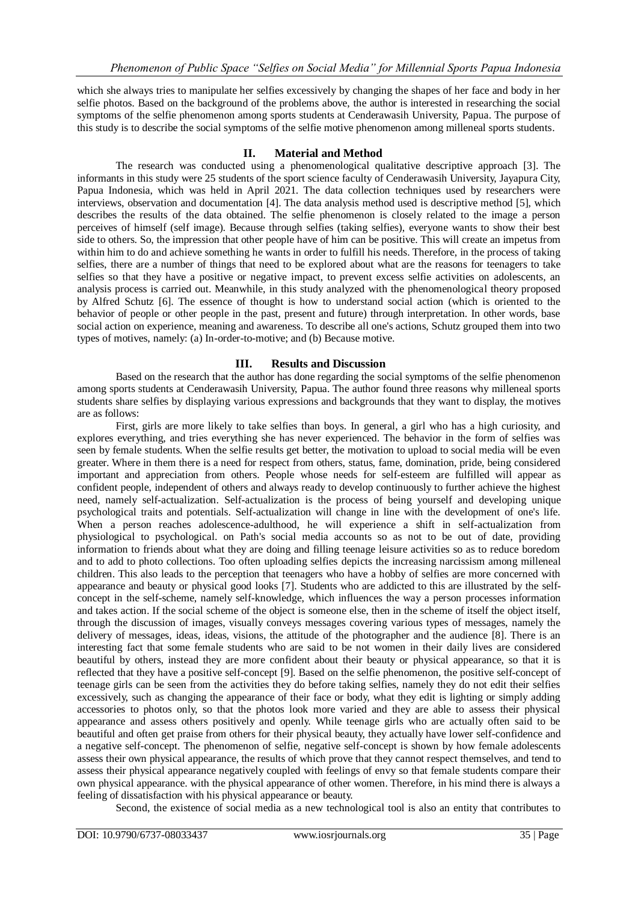which she always tries to manipulate her selfies excessively by changing the shapes of her face and body in her selfie photos. Based on the background of the problems above, the author is interested in researching the social symptoms of the selfie phenomenon among sports students at Cenderawasih University, Papua. The purpose of this study is to describe the social symptoms of the selfie motive phenomenon among milleneal sports students.

## II. Material and Method

The research was conducted using a phenomenological qualitative descriptive approach [3]. The informants in this study were 25 students of the sport science faculty of Cenderawasih University, Jayapura City, Papua Indonesia, which was held in April 2021. The data collection techniques used by researchers were interviews, observation and documentation [4]. The data analysis method used is descriptive method [5], which describes the results of the data obtained. The selfie phenomenon is closely related to the image a person perceives of himself (self image). Because through selfies (taking selfies), everyone wants to show their best side to others. So, the impression that other people have of him can be positive. This will create an impetus from within him to do and achieve something he wants in order to fulfill his needs. Therefore, in the process of taking selfies, there are a number of things that need to be explored about what are the reasons for teenagers to take selfies so that they have a positive or negative impact, to prevent excess selfie activities on adolescents, an analysis process is carried out. Meanwhile, in this study analyzed with the phenomenological theory proposed by Alfred Schutz [6]. The essence of thought is how to understand social action (which is oriented to the behavior of people or other people in the past, present and future) through interpretation. In other words, base social action on experience, meaning and awareness. To describe all one's actions, Schutz grouped them into two types of motives, namely: (a) In-order-to-motive; and (b) Because motive.

## III. Results and Discussion

Based on the research that the author has done regarding the social symptoms of the selfie phenomenon among sports students at Cenderawasih University, Papua. The author found three reasons why milleneal sports students share selfies by displaying various expressions and backgrounds that they want to display, the motives are as follows:

First, girls are more likely to take selfies than boys. In general, a girl who has a high curiosity, and explores everything, and tries everything she has never experienced. The behavior in the form of selfies was seen by female students. When the selfie results get better, the motivation to upload to social media will be even greater. Where in them there is a need for respect from others, status, fame, domination, pride, being considered important and appreciation from others. People whose needs for self-esteem are fulfilled will appear as confident people, independent of others and always ready to develop continuously to further achieve the highest need, namely self-actualization. Self-actualization is the process of being yourself and developing unique psychological traits and potentials. Self-actualization will change in line with the development of one's life. When a person reaches adolescence-adulthood, he will experience a shift in self-actualization from physiological to psychological. on Path's social media accounts so as not to be out of date, providing information to friends about what they are doing and filling teenage leisure activities so as to reduce boredom and to add to photo collections. Too often uploading selfies depicts the increasing narcissism among milleneal children. This also leads to the perception that teenagers who have a hobby of selfies are more concerned with appearance and beauty or physical good looks [7]. Students who are addicted to this are illustrated by the self-concept in the self-scheme, namely self-knowledge, which influences the way a person processes information and takes action. If the social scheme of the object is someone else, then in the scheme of itself the object itself, through the discussion of images, visually conveys messages covering various types of messages, namely the delivery of messages, ideas, ideas, visions, the attitude of the photographer and the audience [8]. There is an interesting fact that some female students who are said to be not women in their daily lives are considered beautiful by others, instead they are more confident about their beauty or physical appearance, so that it is reflected that they have a positive self-concept [9]. Based on the selfie phenomenon, the positive self-concept of teenage girls can be seen from the activities they do before taking selfies, namely they do not edit their selfies excessively, such as changing the appearance of their face or body, what they edit is lighting or simply adding accessories to photos only, so that the photos look more varied and they are able to assess their physical appearance and assess others positively and openly. While teenage girls who are actually often said to be beautiful and often get praise from others for their physical beauty, they actually have lower self-confidence and a negative self-concept. The phenomenon of selfie, negative self-concept is shown by how female adolescents assess their own physical appearance, the results of which prove that they cannot respect themselves, and tend to assess their physical appearance negatively coupled with feelings of envy so that female students compare their own physical appearance. with the physical appearance of other women. Therefore, in his mind there is always a feeling of dissatisfaction with his physical appearance or beauty.

Second, the existence of social media as a new technological tool is also an entity that contributes to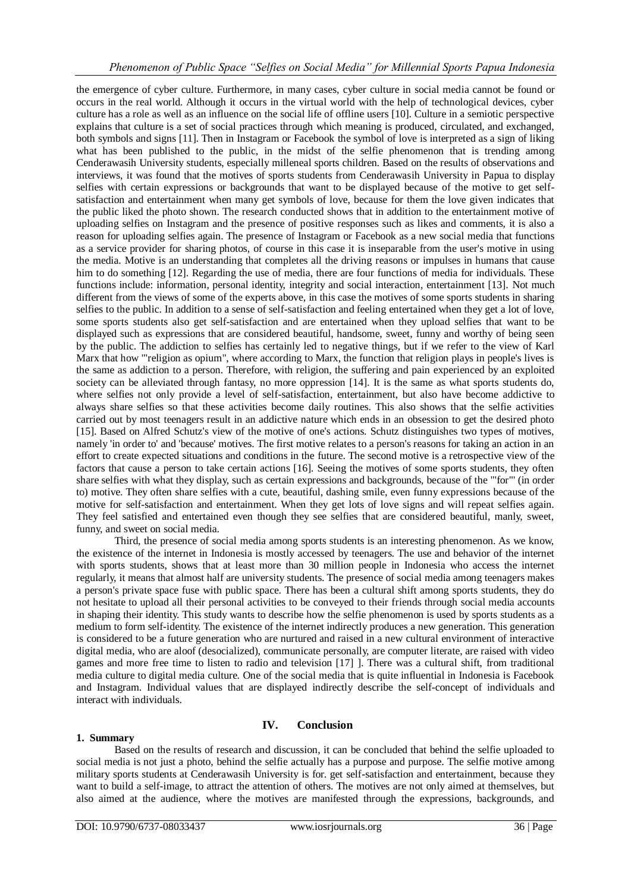the emergence of cyber culture. Furthermore, in many cases, cyber culture in social media cannot be found or occurs in the real world. Although it occurs in the virtual world with the help of technological devices, cyber culture has a role as well as an influence on the social life of offline users [10]. Culture in a semiotic perspective explains that culture is a set of social practices through which meaning is produced, circulated, and exchanged, both symbols and signs [11]. Then in Instagram or Facebook the symbol of love is interpreted as a sign of liking what has been published to the public, in the midst of the selfie phenomenon that is trending among Cenderawasih University students, especially milleneal sports children. Based on the results of observations and interviews, it was found that the motives of sports students from Cenderawasih University in Papua to display selfies with certain expressions or backgrounds that want to be displayed because of the motive to get self-satisfaction and entertainment when many get symbols of love, because for them the love given indicates that the public liked the photo shown. The research conducted shows that in addition to the entertainment motive of uploading selfies on Instagram and the presence of positive responses such as likes and comments, it is also a reason for uploading selfies again. The presence of Instagram or Facebook as a new social media that functions as a service provider for sharing photos, of course in this case it is inseparable from the user's motive in using the media. Motive is an understanding that completes all the driving reasons or impulses in humans that cause him to do something [12]. Regarding the use of media, there are four functions of media for individuals. These functions include: information, personal identity, integrity and social interaction, entertainment [13]. Not much different from the views of some of the experts above, in this case the motives of some sports students in sharing selfies to the public. In addition to a sense of self-satisfaction and feeling entertained when they get a lot of love, some sports students also get self-satisfaction and are entertained when they upload selfies that want to be displayed such as expressions that are considered beautiful, handsome, sweet, funny and worthy of being seen by the public. The addiction to selfies has certainly led to negative things, but if we refer to the view of Karl Marx that how "'religion as opium", where according to Marx, the function that religion plays in people's lives is the same as addiction to a person. Therefore, with religion, the suffering and pain experienced by an exploited society can be alleviated through fantasy, no more oppression [14]. It is the same as what sports students do, where selfies not only provide a level of self-satisfaction, entertainment, but also have become addictive to always share selfies so that these activities become daily routines. This also shows that the selfie activities carried out by most teenagers result in an addictive nature which ends in an obsession to get the desired photo [15]. Based on Alfred Schutz's view of the motive of one's actions. Schutz distinguishes two types of motives, namely 'in order to' and 'because' motives. The first motive relates to a person's reasons for taking an action in an effort to create expected situations and conditions in the future. The second motive is a retrospective view of the factors that cause a person to take certain actions [16]. Seeing the motives of some sports students, they often share selfies with what they display, such as certain expressions and backgrounds, because of the "'for"' (in order to) motive. They often share selfies with a cute, beautiful, dashing smile, even funny expressions because of the motive for self-satisfaction and entertainment. When they get lots of love signs and will repeat selfies again. They feel satisfied and entertained even though they see selfies that are considered beautiful, manly, sweet, funny, and sweet on social media.

Third, the presence of social media among sports students is an interesting phenomenon. As we know, the existence of the internet in Indonesia is mostly accessed by teenagers. The use and behavior of the internet with sports students, shows that at least more than 30 million people in Indonesia who access the internet regularly, it means that almost half are university students. The presence of social media among teenagers makes a person's private space fuse with public space. There has been a cultural shift among sports students, they do not hesitate to upload all their personal activities to be conveyed to their friends through social media accounts in shaping their identity. This study wants to describe how the selfie phenomenon is used by sports students as a medium to form self-identity. The existence of the internet indirectly produces a new generation. This generation is considered to be a future generation who are nurtured and raised in a new cultural environment of interactive digital media, who are aloof (desocialized), communicate personally, are computer literate, are raised with video games and more free time to listen to radio and television [17] ]. There was a cultural shift, from traditional media culture to digital media culture. One of the social media that is quite influential in Indonesia is Facebook and Instagram. Individual values that are displayed indirectly describe the self-concept of individuals and interact with individuals.

# IV. Conclusion

## 1. Summary

Based on the results of research and discussion, it can be concluded that behind the selfie uploaded to social media is not just a photo, behind the selfie actually has a purpose and purpose. The selfie motive among military sports students at Cenderawasih University is for. get self-satisfaction and entertainment, because they want to build a self-image, to attract the attention of others. The motives are not only aimed at themselves, but also aimed at the audience, where the motives are manifested through the expressions, backgrounds, and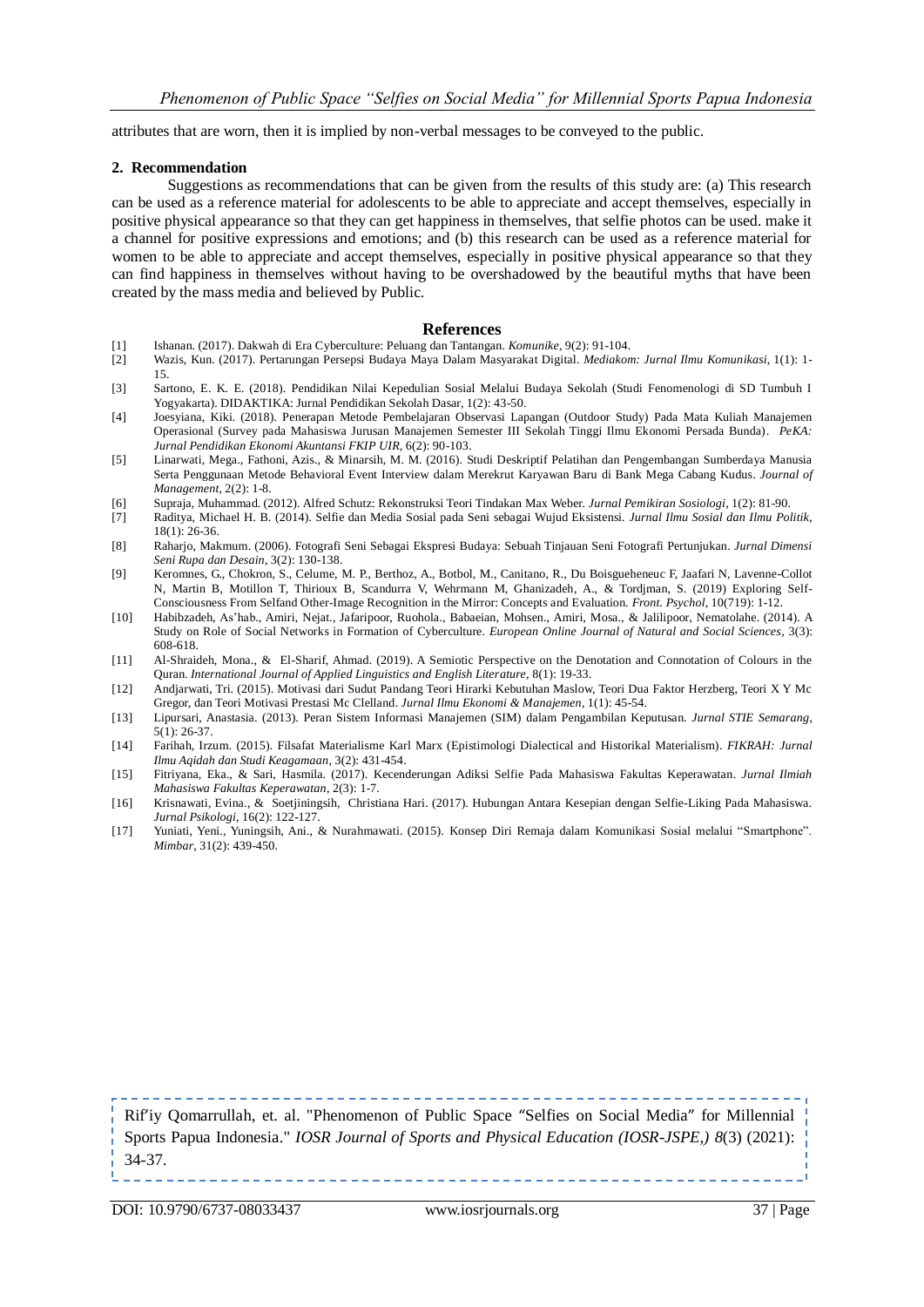attributes that are worn, then it is implied by non-verbal messages to be conveyed to the public.

**2. Recommendation**

Suggestions as recommendations that can be given from the results of this study are: (a) This research can be used as a reference material for adolescents to be able to appreciate and accept themselves, especially in positive physical appearance so that they can get happiness in themselves, that selfie photos can be used. make it a channel for positive expressions and emotions; and (b) this research can be used as a reference material for women to be able to appreciate and accept themselves, especially in positive physical appearance so that they can find happiness in themselves without having to be overshadowed by the beautiful myths that have been created by the mass media and believed by Public.

## References

[1] Ishanan. (2017). Dakwah di Era Cyberculture: Peluang dan Tantangan. *Komunike*, 9(2): 91-104.

[2] Wazis, Kun. (2017). Pertarungan Persepsi Budaya Maya Dalam Masyarakat Digital. *Mediakom: Jurnal Ilmu Komunikasi*, 1(1): 1-15.

[3] Sartono, E. K. E. (2018). Pendidikan Nilai Kepedulian Sosial Melalui Budaya Sekolah (Studi Fenomenologi di SD Tumbuh I Yogyakarta). DIDAKTIKA: Jurnal Pendidikan Sekolah Dasar, 1(2): 43-50.

[4] Joesyiana, Kiki. (2018). Penerapan Metode Pembelajaran Observasi Lapangan (Outdoor Study) Pada Mata Kuliah Manajemen Operasional (Survey pada Mahasiswa Jurusan Manajemen Semester III Sekolah Tinggi Ilmu Ekonomi Persada Bunda). *PeKA: Jurnal Pendidikan Ekonomi Akuntansi FKIP UIR*, 6(2): 90-103.

[5] Linarwati, Mega., Fathoni, Azis., & Minarsih, M. M. (2016). Studi Deskriptif Pelatihan dan Pengembangan Sumberdaya Manusia Serta Penggunaan Metode Behavioral Event Interview dalam Merekrut Karyawan Baru di Bank Mega Cabang Kudus. *Journal of Management*, 2(2): 1-8.

[6] Supraja, Muhammad. (2012). Alfred Schutz: Rekonstruksi Teori Tindakan Max Weber. *Jurnal Pemikiran Sosiologi*, 1(2): 81-90.

[7] Raditya, Michael H. B. (2014). Selfie dan Media Sosial pada Seni sebagai Wujud Eksistensi. *Jurnal Ilmu Sosial dan Ilmu Politik*, 18(1): 26-36.

[8] Raharjo, Makmum. (2006). Fotografi Seni Sebagai Ekspresi Budaya: Sebuah Tinjauan Seni Fotografi Pertunjukan. *Jurnal Dimensi Seni Rupa dan Desain*, 3(2): 130-138.

[9] Keromnes, G., Chokron, S., Celume, M. P., Berthoz, A., Botbol, M., Canitano, R., Du Boisgueheneuc F, Jaafari N, Lavenne-Collot N, Martin B, Motillon T, Thirioux B, Scandurra V, Wehrmann M, Ghanizadeh, A., & Tordjman, S. (2019) Exploring Self-Consciousness From Selfand Other-Image Recognition in the Mirror: Concepts and Evaluation. *Front. Psychol*, 10(719): 1-12.

[10] Habibzadeh, As'hab., Amiri, Nejat., Jafaripoor, Ruohola., Babaeian, Mohsen., Amiri, Mosa., & Jalilipoor, Nematolahe. (2014). A Study on Role of Social Networks in Formation of Cyberculture. *European Online Journal of Natural and Social Sciences*, 3(3): 608-618.

[11] Al-Shraideh, Mona., & El-Sharif, Ahmad. (2019). A Semiotic Perspective on the Denotation and Connotation of Colours in the Quran. *International Journal of Applied Linguistics and English Literature*, 8(1): 19-33.

[12] Andjarwati, Tri. (2015). Motivasi dari Sudut Pandang Teori Hirarki Kebutuhan Maslow, Teori Dua Faktor Herzberg, Teori X Y Mc Gregor, dan Teori Motivasi Prestasi Mc Clelland. *Jurnal Ilmu Ekonomi & Manajemen*, 1(1): 45-54.

[13] Lipursari, Anastasia. (2013). Peran Sistem Informasi Manajemen (SIM) dalam Pengambilan Keputusan. *Jurnal STIE Semarang*, 5(1): 26-37.

[14] Farihah, Irzum. (2015). Filsafat Materialisme Karl Marx (Epistimologi Dialectical and Historikal Materialism). *FIKRAH: Jurnal Ilmu Aqidah dan Studi Keagamaan*, 3(2): 431-454.

[15] Fitriyana, Eka., & Sari, Hasmila. (2017). Kecenderungan Adiksi Selfie Pada Mahasiswa Fakultas Keperawatan. *Jurnal Ilmiah Mahasiswa Fakultas Keperawatan*, 2(3): 1-7.

[16] Krisnawati, Evina., & Soetjiningsih, Christiana Hari. (2017). Hubungan Antara Kesepian dengan Selfie-Liking Pada Mahasiswa. *Jurnal Psikologi*, 16(2): 122-127.

[17] Yuniati, Yeni., Yuningsih, Ani., & Nurahmawati. (2015). Konsep Diri Remaja dalam Komunikasi Sosial melalui "Smartphone". *Mimbar*, 31(2): 439-450.

Rif'iy Qomarrullah, et. al. "Phenomenon of Public Space "Selfies on Social Media" for Millennial Sports Papua Indonesia." *IOSR Journal of Sports and Physical Education (IOSR-JSPE,) 8*(3) (2021): 34-37.